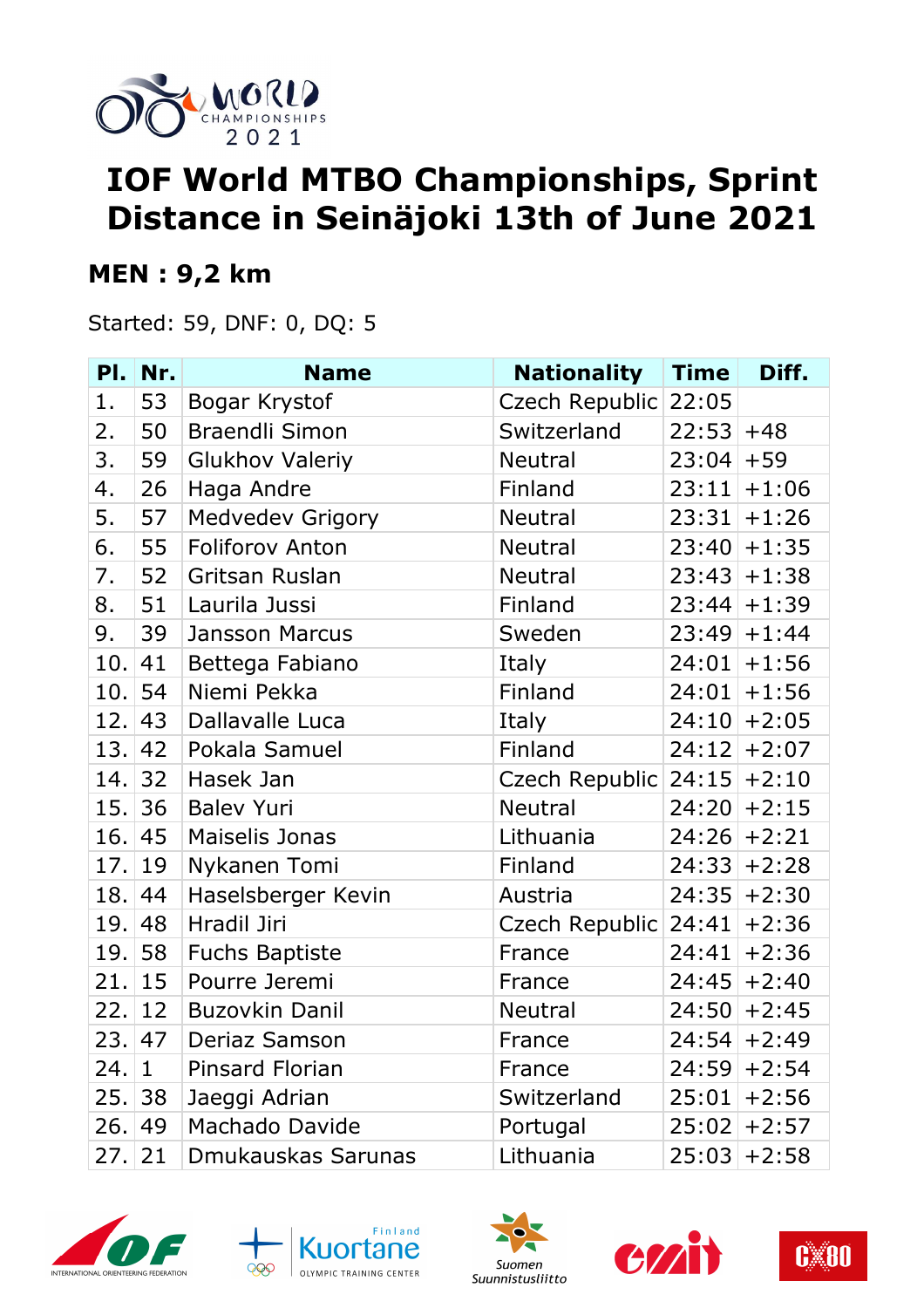# IOF World MTBO Championships, Sprint Distance in Seinäjoki 13th of June 2021

## MEN : 9,2 km

Started: 59, DNF: 0, DQ: 5

| Pl. | Nr. | Name | Nationality | Time | Diff. |
|---|---|---|---|---|---|
| 1. | 53 | Bogar Krystof | Czech Republic | 22:05 | |
| 2. | 50 | Braendli Simon | Switzerland | 22:53 | +48 |
| 3. | 59 | Glukhov Valeriy | Neutral | 23:04 | +59 |
| 4. | 26 | Haga Andre | Finland | 23:11 | +1:06 |
| 5. | 57 | Medvedev Grigory | Neutral | 23:31 | +1:26 |
| 6. | 55 | Foliforov Anton | Neutral | 23:40 | +1:35 |
| 7. | 52 | Gritsan Ruslan | Neutral | 23:43 | +1:38 |
| 8. | 51 | Laurila Jussi | Finland | 23:44 | +1:39 |
| 9. | 39 | Jansson Marcus | Sweden | 23:49 | +1:44 |
| 10. | 41 | Bettega Fabiano | Italy | 24:01 | +1:56 |
| 10. | 54 | Niemi Pekka | Finland | 24:01 | +1:56 |
| 12. | 43 | Dallavalle Luca | Italy | 24:10 | +2:05 |
| 13. | 42 | Pokala Samuel | Finland | 24:12 | +2:07 |
| 14. | 32 | Hasek Jan | Czech Republic | 24:15 | +2:10 |
| 15. | 36 | Balev Yuri | Neutral | 24:20 | +2:15 |
| 16. | 45 | Maiselis Jonas | Lithuania | 24:26 | +2:21 |
| 17. | 19 | Nykanen Tomi | Finland | 24:33 | +2:28 |
| 18. | 44 | Haselsberger Kevin | Austria | 24:35 | +2:30 |
| 19. | 48 | Hradil Jiri | Czech Republic | 24:41 | +2:36 |
| 19. | 58 | Fuchs Baptiste | France | 24:41 | +2:36 |
| 21. | 15 | Pourre Jeremi | France | 24:45 | +2:40 |
| 22. | 12 | Buzovkin Danil | Neutral | 24:50 | +2:45 |
| 23. | 47 | Deriaz Samson | France | 24:54 | +2:49 |
| 24. | 1 | Pinsard Florian | France | 24:59 | +2:54 |
| 25. | 38 | Jaeggi Adrian | Switzerland | 25:01 | +2:56 |
| 26. | 49 | Machado Davide | Portugal | 25:02 | +2:57 |
| 27. | 21 | Dmukauskas Sarunas | Lithuania | 25:03 | +2:58 |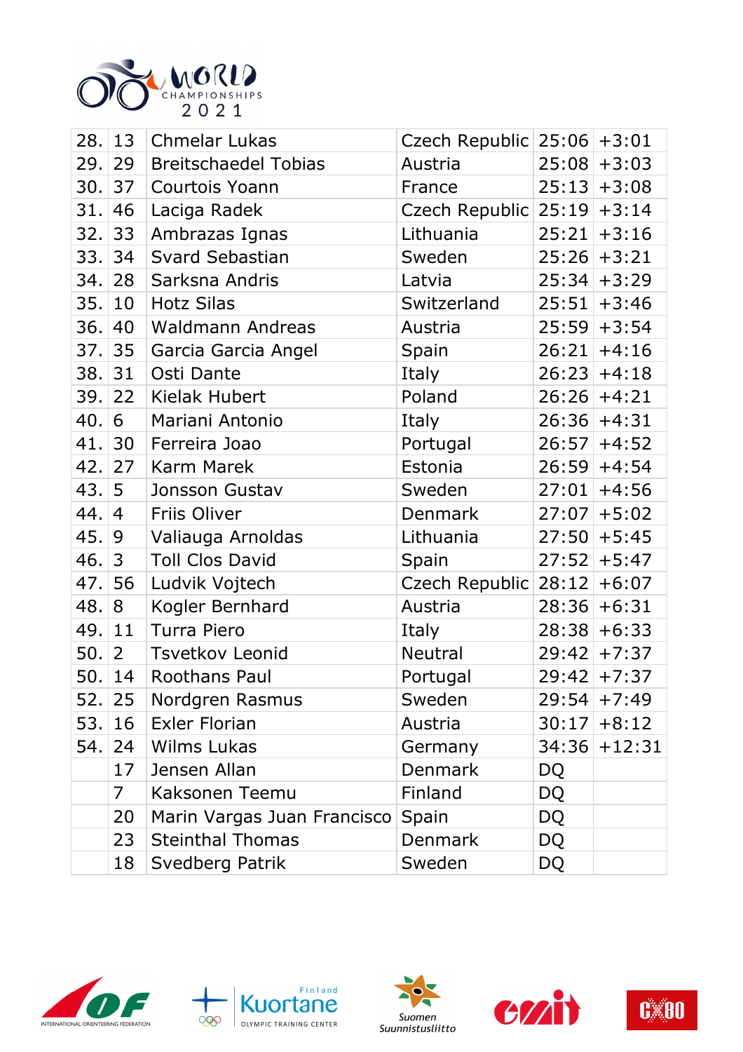| 28. | 13 | Chmelar Lukas | Czech Republic | 25:06 | +3:01 |
|---|---|---|---|---|---|
| 29. | 29 | Breitschaedel Tobias | Austria | 25:08 | +3:03 |
| 30. | 37 | Courtois Yoann | France | 25:13 | +3:08 |
| 31. | 46 | Laciga Radek | Czech Republic | 25:19 | +3:14 |
| 32. | 33 | Ambrazas Ignas | Lithuania | 25:21 | +3:16 |
| 33. | 34 | Svard Sebastian | Sweden | 25:26 | +3:21 |
| 34. | 28 | Sarksna Andris | Latvia | 25:34 | +3:29 |
| 35. | 10 | Hotz Silas | Switzerland | 25:51 | +3:46 |
| 36. | 40 | Waldmann Andreas | Austria | 25:59 | +3:54 |
| 37. | 35 | Garcia Garcia Angel | Spain | 26:21 | +4:16 |
| 38. | 31 | Osti Dante | Italy | 26:23 | +4:18 |
| 39. | 22 | Kielak Hubert | Poland | 26:26 | +4:21 |
| 40. | 6 | Mariani Antonio | Italy | 26:36 | +4:31 |
| 41. | 30 | Ferreira Joao | Portugal | 26:57 | +4:52 |
| 42. | 27 | Karm Marek | Estonia | 26:59 | +4:54 |
| 43. | 5 | Jonsson Gustav | Sweden | 27:01 | +4:56 |
| 44. | 4 | Friis Oliver | Denmark | 27:07 | +5:02 |
| 45. | 9 | Valiauga Arnoldas | Lithuania | 27:50 | +5:45 |
| 46. | 3 | Toll Clos David | Spain | 27:52 | +5:47 |
| 47. | 56 | Ludvik Vojtech | Czech Republic | 28:12 | +6:07 |
| 48. | 8 | Kogler Bernhard | Austria | 28:36 | +6:31 |
| 49. | 11 | Turra Piero | Italy | 28:38 | +6:33 |
| 50. | 2 | Tsvetkov Leonid | Neutral | 29:42 | +7:37 |
| 50. | 14 | Roothans Paul | Portugal | 29:42 | +7:37 |
| 52. | 25 | Nordgren Rasmus | Sweden | 29:54 | +7:49 |
| 53. | 16 | Exler Florian | Austria | 30:17 | +8:12 |
| 54. | 24 | Wilms Lukas | Germany | 34:36 | +12:31 |
| | 17 | Jensen Allan | Denmark | DQ | |
| | 7 | Kaksonen Teemu | Finland | DQ | |
| | 20 | Marin Vargas Juan Francisco | Spain | DQ | |
| | 23 | Steinthal Thomas | Denmark | DQ | |
| | 18 | Svedberg Patrik | Sweden | DQ | |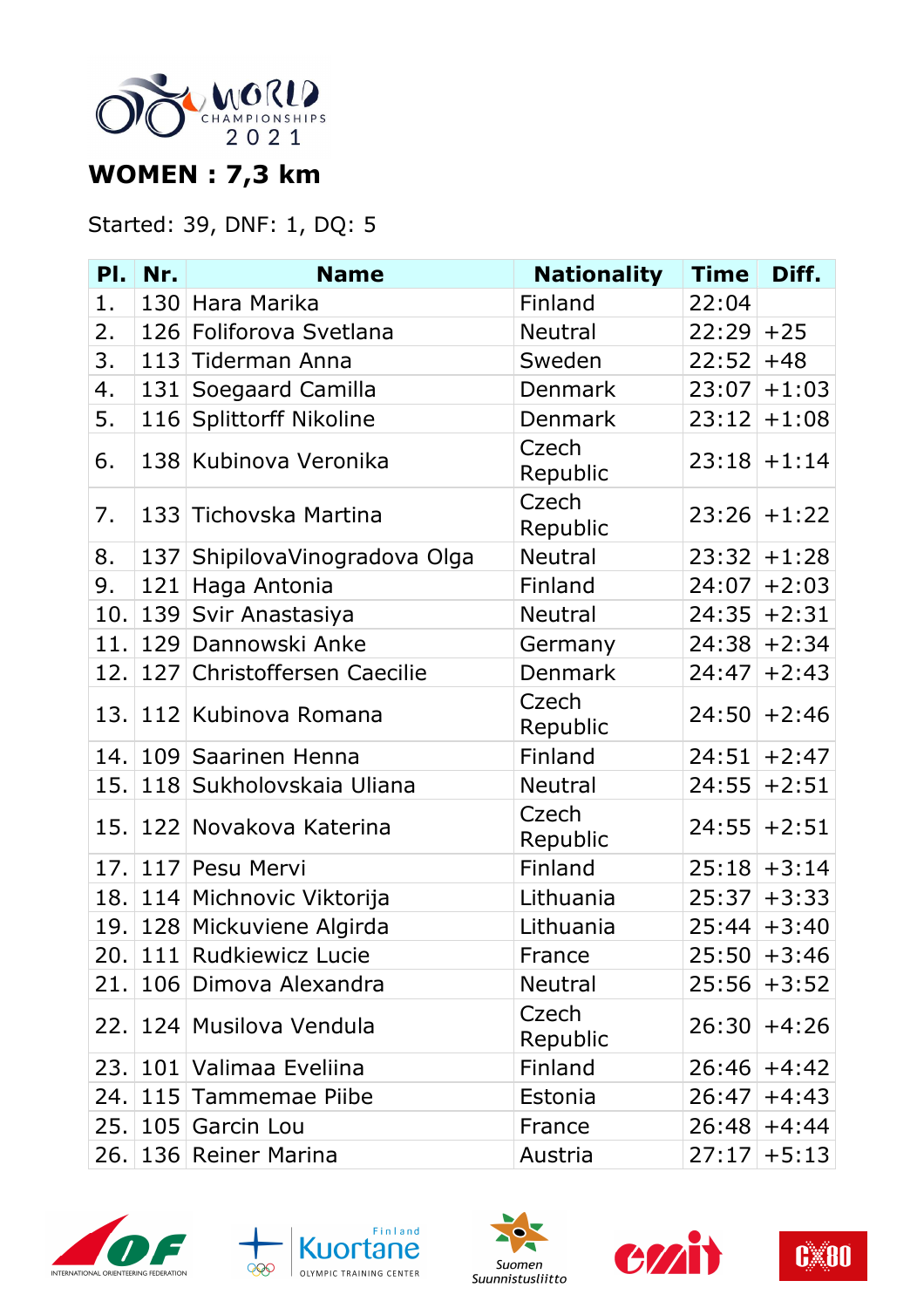# WOMEN : 7,3 km

Started: 39, DNF: 1, DQ: 5

| Pl. | Nr. | Name | Nationality | Time | Diff. |
|---|---|---|---|---|---|
| 1. | 130 | Hara Marika | Finland | 22:04 | |
| 2. | 126 | Foliforova Svetlana | Neutral | 22:29 | +25 |
| 3. | 113 | Tiderman Anna | Sweden | 22:52 | +48 |
| 4. | 131 | Soegaard Camilla | Denmark | 23:07 | +1:03 |
| 5. | 116 | Splittorff Nikoline | Denmark | 23:12 | +1:08 |
| 6. | 138 | Kubinova Veronika | Czech Republic | 23:18 | +1:14 |
| 7. | 133 | Tichovska Martina | Czech Republic | 23:26 | +1:22 |
| 8. | 137 | ShipilovaVinogradova Olga | Neutral | 23:32 | +1:28 |
| 9. | 121 | Haga Antonia | Finland | 24:07 | +2:03 |
| 10. | 139 | Svir Anastasiya | Neutral | 24:35 | +2:31 |
| 11. | 129 | Dannowski Anke | Germany | 24:38 | +2:34 |
| 12. | 127 | Christoffersen Caecilie | Denmark | 24:47 | +2:43 |
| 13. | 112 | Kubinova Romana | Czech Republic | 24:50 | +2:46 |
| 14. | 109 | Saarinen Henna | Finland | 24:51 | +2:47 |
| 15. | 118 | Sukholovskaia Uliana | Neutral | 24:55 | +2:51 |
| 15. | 122 | Novakova Katerina | Czech Republic | 24:55 | +2:51 |
| 17. | 117 | Pesu Mervi | Finland | 25:18 | +3:14 |
| 18. | 114 | Michnovic Viktorija | Lithuania | 25:37 | +3:33 |
| 19. | 128 | Mickuviene Algirda | Lithuania | 25:44 | +3:40 |
| 20. | 111 | Rudkiewicz Lucie | France | 25:50 | +3:46 |
| 21. | 106 | Dimova Alexandra | Neutral | 25:56 | +3:52 |
| 22. | 124 | Musilova Vendula | Czech Republic | 26:30 | +4:26 |
| 23. | 101 | Valimaa Eveliina | Finland | 26:46 | +4:42 |
| 24. | 115 | Tammemae Piibe | Estonia | 26:47 | +4:43 |
| 25. | 105 | Garcin Lou | France | 26:48 | +4:44 |
| 26. | 136 | Reiner Marina | Austria | 27:17 | +5:13 |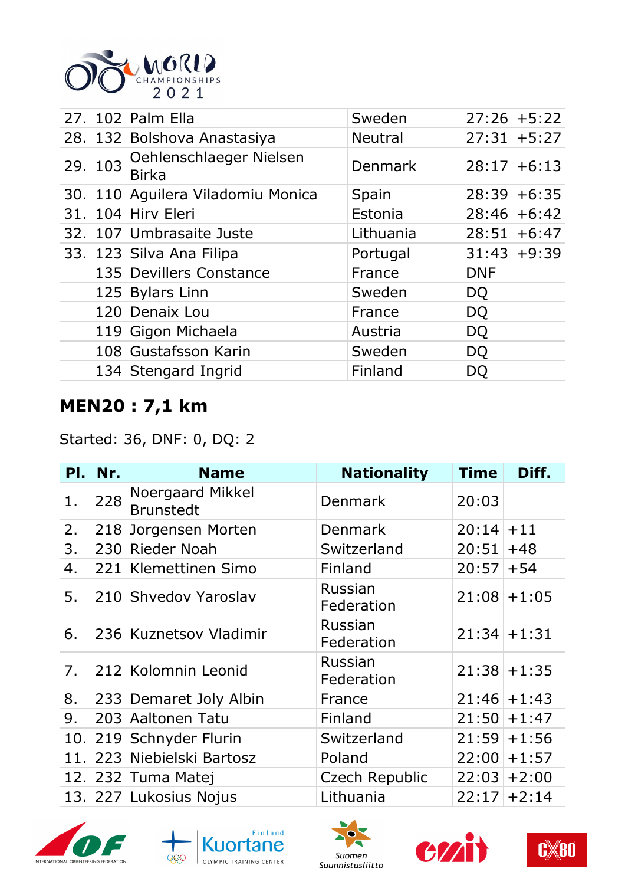| | | | | | |
|---|---|---|---|---|---|
| 27. | 102 | Palm Ella | Sweden | 27:26 | +5:22 |
| 28. | 132 | Bolshova Anastasiya | Neutral | 27:31 | +5:27 |
| 29. | 103 | Oehlenschlaeger Nielsen Birka | Denmark | 28:17 | +6:13 |
| 30. | 110 | Aguilera Viladomiu Monica | Spain | 28:39 | +6:35 |
| 31. | 104 | Hirv Eleri | Estonia | 28:46 | +6:42 |
| 32. | 107 | Umbrasaite Juste | Lithuania | 28:51 | +6:47 |
| 33. | 123 | Silva Ana Filipa | Portugal | 31:43 | +9:39 |
| | 135 | Devillers Constance | France | DNF | |
| | 125 | Bylars Linn | Sweden | DQ | |
| | 120 | Denaix Lou | France | DQ | |
| | 119 | Gigon Michaela | Austria | DQ | |
| | 108 | Gustafsson Karin | Sweden | DQ | |
| | 134 | Stengard Ingrid | Finland | DQ | |

## MEN20 : 7,1 km

Started: 36, DNF: 0, DQ: 2

| Pl. | Nr. | Name | Nationality | Time | Diff. |
|---|---|---|---|---|---|
| 1. | 228 | Noergaard Mikkel Brunstedt | Denmark | 20:03 | |
| 2. | 218 | Jorgensen Morten | Denmark | 20:14 | +11 |
| 3. | 230 | Rieder Noah | Switzerland | 20:51 | +48 |
| 4. | 221 | Klemettinen Simo | Finland | 20:57 | +54 |
| 5. | 210 | Shvedov Yaroslav | Russian Federation | 21:08 | +1:05 |
| 6. | 236 | Kuznetsov Vladimir | Russian Federation | 21:34 | +1:31 |
| 7. | 212 | Kolomnin Leonid | Russian Federation | 21:38 | +1:35 |
| 8. | 233 | Demaret Joly Albin | France | 21:46 | +1:43 |
| 9. | 203 | Aaltonen Tatu | Finland | 21:50 | +1:47 |
| 10. | 219 | Schnyder Flurin | Switzerland | 21:59 | +1:56 |
| 11. | 223 | Niebielski Bartosz | Poland | 22:00 | +1:57 |
| 12. | 232 | Tuma Matej | Czech Republic | 22:03 | +2:00 |
| 13. | 227 | Lukosius Nojus | Lithuania | 22:17 | +2:14 |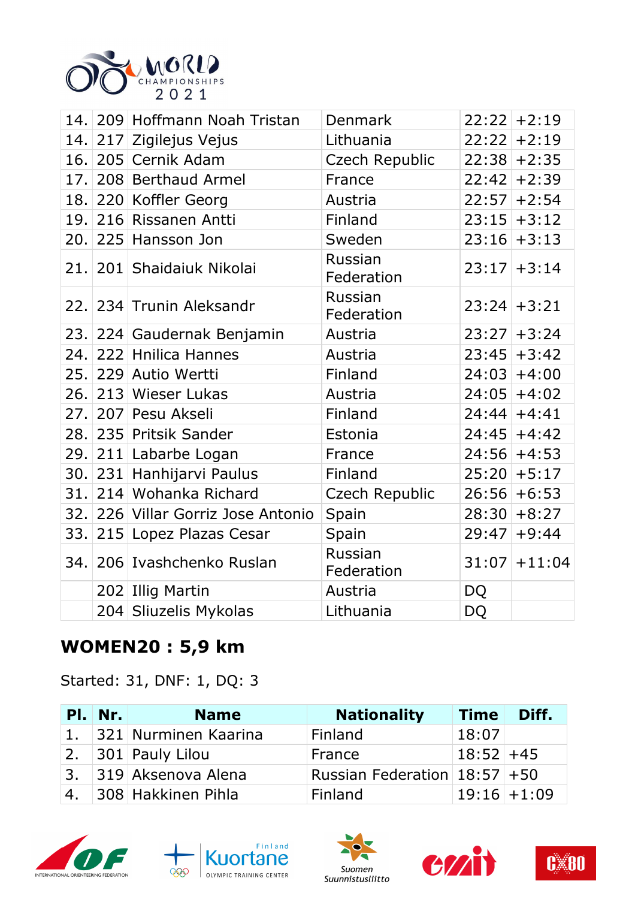| | | | | | |
|---|---|---|---|---|---|
| 14. | 209 | Hoffmann Noah Tristan | Denmark | 22:22 | +2:19 |
| 14. | 217 | Zigilejus Vejus | Lithuania | 22:22 | +2:19 |
| 16. | 205 | Cernik Adam | Czech Republic | 22:38 | +2:35 |
| 17. | 208 | Berthaud Armel | France | 22:42 | +2:39 |
| 18. | 220 | Koffler Georg | Austria | 22:57 | +2:54 |
| 19. | 216 | Rissanen Antti | Finland | 23:15 | +3:12 |
| 20. | 225 | Hansson Jon | Sweden | 23:16 | +3:13 |
| 21. | 201 | Shaidaiuk Nikolai | Russian Federation | 23:17 | +3:14 |
| 22. | 234 | Trunin Aleksandr | Russian Federation | 23:24 | +3:21 |
| 23. | 224 | Gaudernak Benjamin | Austria | 23:27 | +3:24 |
| 24. | 222 | Hnilica Hannes | Austria | 23:45 | +3:42 |
| 25. | 229 | Autio Wertti | Finland | 24:03 | +4:00 |
| 26. | 213 | Wieser Lukas | Austria | 24:05 | +4:02 |
| 27. | 207 | Pesu Akseli | Finland | 24:44 | +4:41 |
| 28. | 235 | Pritsik Sander | Estonia | 24:45 | +4:42 |
| 29. | 211 | Labarbe Logan | France | 24:56 | +4:53 |
| 30. | 231 | Hanhijarvi Paulus | Finland | 25:20 | +5:17 |
| 31. | 214 | Wohanka Richard | Czech Republic | 26:56 | +6:53 |
| 32. | 226 | Villar Gorriz Jose Antonio | Spain | 28:30 | +8:27 |
| 33. | 215 | Lopez Plazas Cesar | Spain | 29:47 | +9:44 |
| 34. | 206 | Ivashchenko Ruslan | Russian Federation | 31:07 | +11:04 |
| | 202 | Illig Martin | Austria | DQ | |
| | 204 | Sliuzelis Mykolas | Lithuania | DQ | |

## WOMEN20 : 5,9 km

Started: 31, DNF: 1, DQ: 3

| Pl. | Nr. | Name | Nationality | Time | Diff. |
|---|---|---|---|---|---|
| 1. | 321 | Nurminen Kaarina | Finland | 18:07 | |
| 2. | 301 | Pauly Lilou | France | 18:52 | +45 |
| 3. | 319 | Aksenova Alena | Russian Federation | 18:57 | +50 |
| 4. | 308 | Hakkinen Pihla | Finland | 19:16 | +1:09 |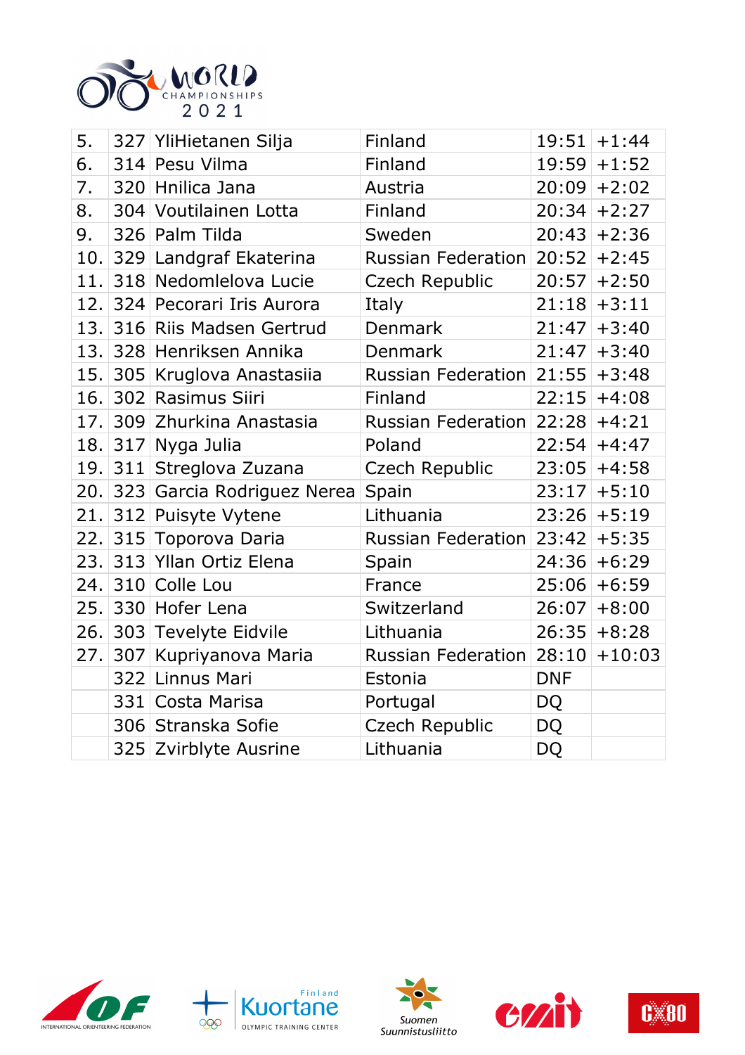| | | | | | |
|---|---|---|---|---|---|
| 5. | 327 | YliHietanen Silja | Finland | 19:51 | +1:44 |
| 6. | 314 | Pesu Vilma | Finland | 19:59 | +1:52 |
| 7. | 320 | Hnilica Jana | Austria | 20:09 | +2:02 |
| 8. | 304 | Voutilainen Lotta | Finland | 20:34 | +2:27 |
| 9. | 326 | Palm Tilda | Sweden | 20:43 | +2:36 |
| 10. | 329 | Landgraf Ekaterina | Russian Federation | 20:52 | +2:45 |
| 11. | 318 | Nedomlelova Lucie | Czech Republic | 20:57 | +2:50 |
| 12. | 324 | Pecorari Iris Aurora | Italy | 21:18 | +3:11 |
| 13. | 316 | Riis Madsen Gertrud | Denmark | 21:47 | +3:40 |
| 13. | 328 | Henriksen Annika | Denmark | 21:47 | +3:40 |
| 15. | 305 | Kruglova Anastasiia | Russian Federation | 21:55 | +3:48 |
| 16. | 302 | Rasimus Siiri | Finland | 22:15 | +4:08 |
| 17. | 309 | Zhurkina Anastasia | Russian Federation | 22:28 | +4:21 |
| 18. | 317 | Nyga Julia | Poland | 22:54 | +4:47 |
| 19. | 311 | Streglova Zuzana | Czech Republic | 23:05 | +4:58 |
| 20. | 323 | Garcia Rodriguez Nerea | Spain | 23:17 | +5:10 |
| 21. | 312 | Puisyte Vytene | Lithuania | 23:26 | +5:19 |
| 22. | 315 | Toporova Daria | Russian Federation | 23:42 | +5:35 |
| 23. | 313 | Yllan Ortiz Elena | Spain | 24:36 | +6:29 |
| 24. | 310 | Colle Lou | France | 25:06 | +6:59 |
| 25. | 330 | Hofer Lena | Switzerland | 26:07 | +8:00 |
| 26. | 303 | Tevelyte Eidvile | Lithuania | 26:35 | +8:28 |
| 27. | 307 | Kupriyanova Maria | Russian Federation | 28:10 | +10:03 |
| | 322 | Linnus Mari | Estonia | DNF | |
| | 331 | Costa Marisa | Portugal | DQ | |
| | 306 | Stranska Sofie | Czech Republic | DQ | |
| | 325 | Zvirblyte Ausrine | Lithuania | DQ | |